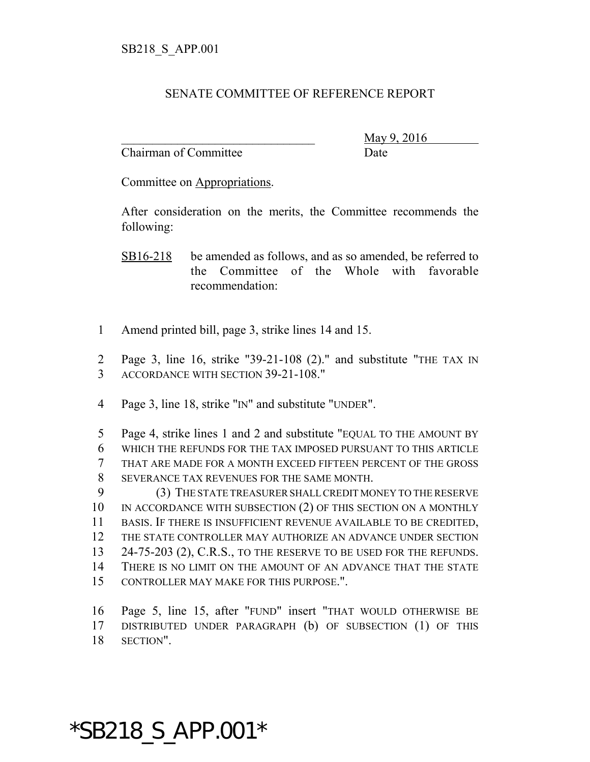SB218_S_APP.001

SENATE COMMITTEE OF REFERENCE REPORT

_______________________________ May 9, 2016
Chairman of Committee Date

Committee on Appropriations.

After consideration on the merits, the Committee recommends the following:

SB16-218 be amended as follows, and as so amended, be referred to the Committee of the Whole with favorable recommendation:

1 Amend printed bill, page 3, strike lines 14 and 15.

2 Page 3, line 16, strike "39-21-108 (2)." and substitute "THE TAX IN
3 ACCORDANCE WITH SECTION 39-21-108."

4 Page 3, line 18, strike "IN" and substitute "UNDER".

5 Page 4, strike lines 1 and 2 and substitute "EQUAL TO THE AMOUNT BY
6 WHICH THE REFUNDS FOR THE TAX IMPOSED PURSUANT TO THIS ARTICLE
7 THAT ARE MADE FOR A MONTH EXCEED FIFTEEN PERCENT OF THE GROSS
8 SEVERANCE TAX REVENUES FOR THE SAME MONTH.
9 (3) THE STATE TREASURER SHALL CREDIT MONEY TO THE RESERVE
10 IN ACCORDANCE WITH SUBSECTION (2) OF THIS SECTION ON A MONTHLY
11 BASIS. IF THERE IS INSUFFICIENT REVENUE AVAILABLE TO BE CREDITED,
12 THE STATE CONTROLLER MAY AUTHORIZE AN ADVANCE UNDER SECTION
13 24-75-203 (2), C.R.S., TO THE RESERVE TO BE USED FOR THE REFUNDS.
14 THERE IS NO LIMIT ON THE AMOUNT OF AN ADVANCE THAT THE STATE
15 CONTROLLER MAY MAKE FOR THIS PURPOSE.".

16 Page 5, line 15, after "FUND" insert "THAT WOULD OTHERWISE BE
17 DISTRIBUTED UNDER PARAGRAPH (b) OF SUBSECTION (1) OF THIS
18 SECTION".

*SB218_S_APP.001*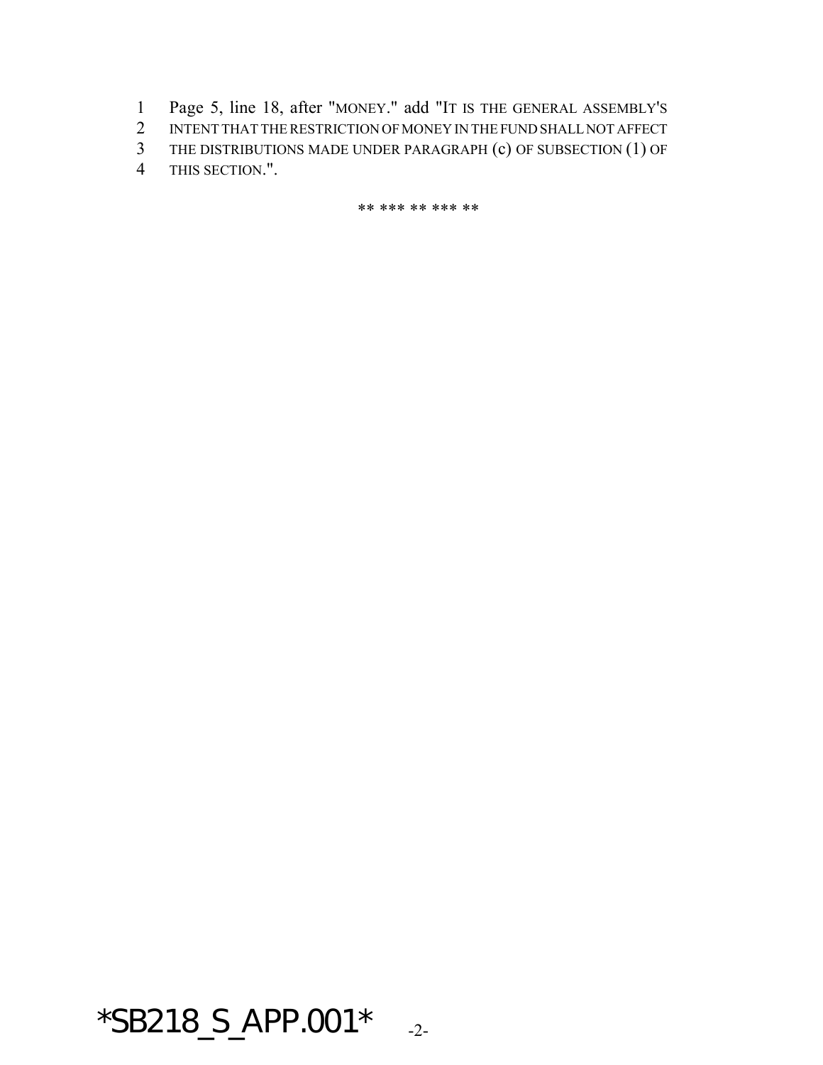1 Page 5, line 18, after "MONEY." add "IT IS THE GENERAL ASSEMBLY'S
2 INTENT THAT THE RESTRICTION OF MONEY IN THE FUND SHALL NOT AFFECT
3 THE DISTRIBUTIONS MADE UNDER PARAGRAPH (c) OF SUBSECTION (1) OF
4 THIS SECTION.".

** *** ** *** **

*SB218_S_APP.001*